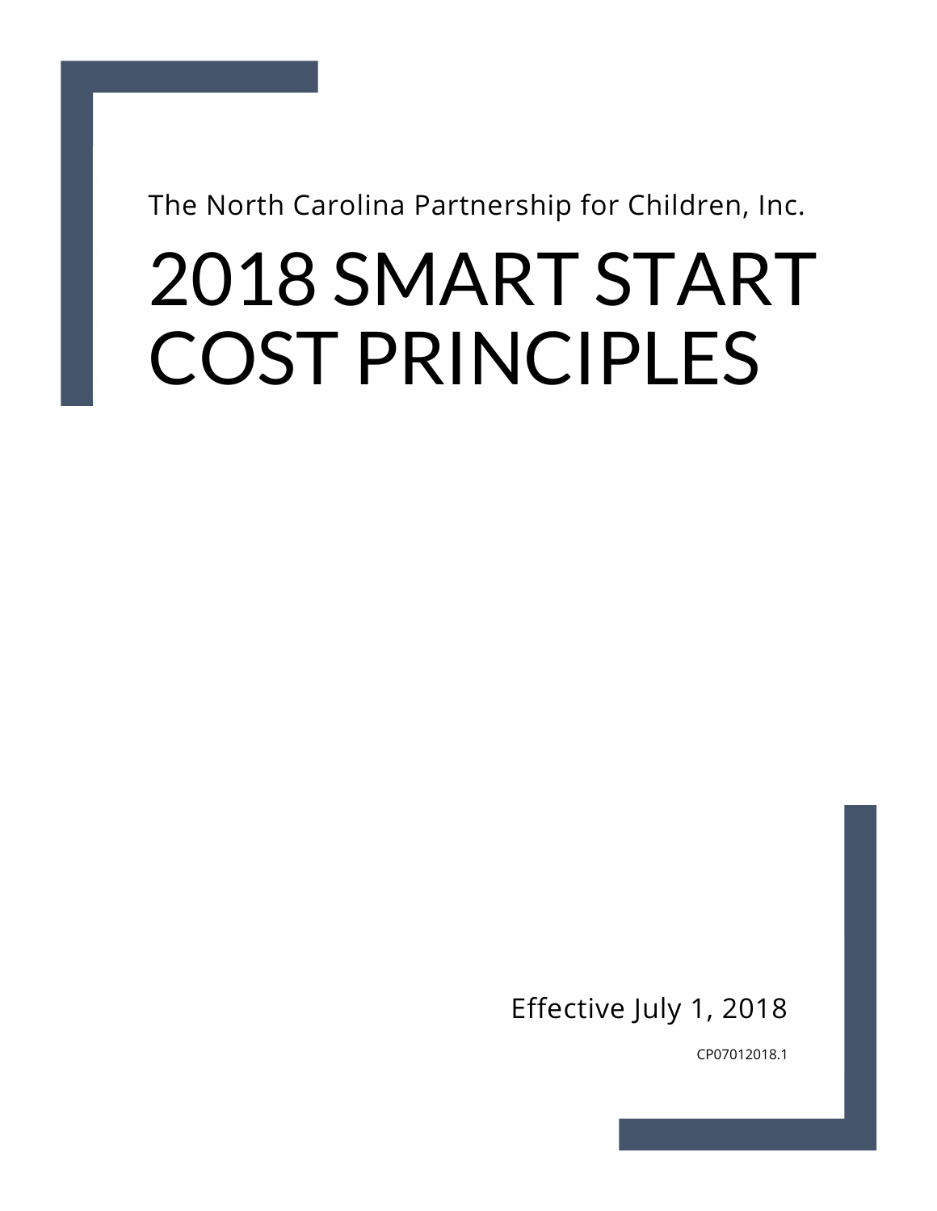The North Carolina Partnership for Children, Inc.

# 2018 SMART START COST PRINCIPLES

Effective July 1, 2018

CP07012018.1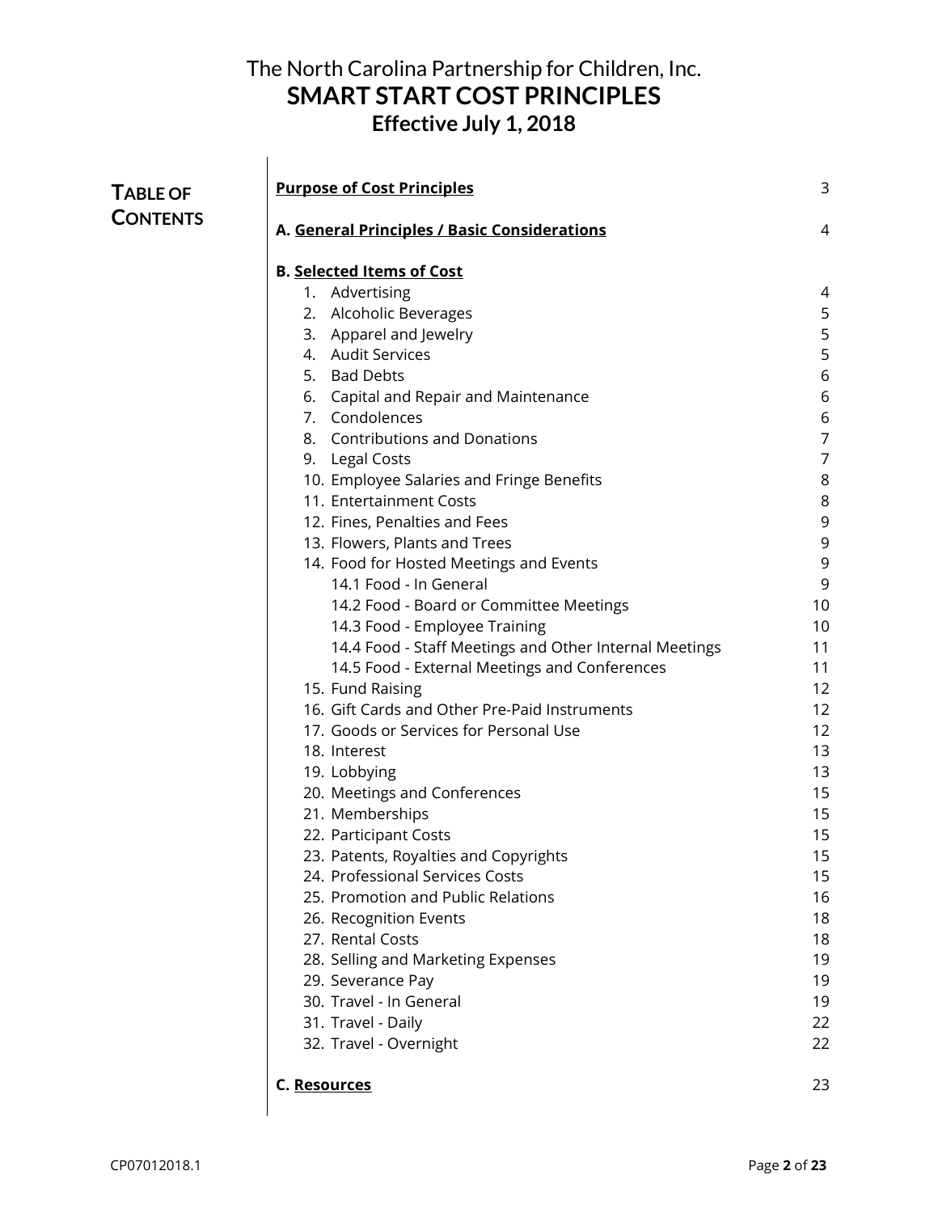# The North Carolina Partnership for Children, Inc.
# SMART START COST PRINCIPLES
## Effective July 1, 2018

## TABLE OF CONTENTS

| | |
|---|---|
| **Purpose of Cost Principles** | 3 |
| **A. General Principles / Basic Considerations** | 4 |
| **B. Selected Items of Cost** | |
| 1. Advertising | 4 |
| 2. Alcoholic Beverages | 5 |
| 3. Apparel and Jewelry | 5 |
| 4. Audit Services | 5 |
| 5. Bad Debts | 6 |
| 6. Capital and Repair and Maintenance | 6 |
| 7. Condolences | 6 |
| 8. Contributions and Donations | 7 |
| 9. Legal Costs | 7 |
| 10. Employee Salaries and Fringe Benefits | 8 |
| 11. Entertainment Costs | 8 |
| 12. Fines, Penalties and Fees | 9 |
| 13. Flowers, Plants and Trees | 9 |
| 14. Food for Hosted Meetings and Events | 9 |
| 14.1 Food - In General | 9 |
| 14.2 Food - Board or Committee Meetings | 10 |
| 14.3 Food - Employee Training | 10 |
| 14.4 Food - Staff Meetings and Other Internal Meetings | 11 |
| 14.5 Food - External Meetings and Conferences | 11 |
| 15. Fund Raising | 12 |
| 16. Gift Cards and Other Pre-Paid Instruments | 12 |
| 17. Goods or Services for Personal Use | 12 |
| 18. Interest | 13 |
| 19. Lobbying | 13 |
| 20. Meetings and Conferences | 15 |
| 21. Memberships | 15 |
| 22. Participant Costs | 15 |
| 23. Patents, Royalties and Copyrights | 15 |
| 24. Professional Services Costs | 15 |
| 25. Promotion and Public Relations | 16 |
| 26. Recognition Events | 18 |
| 27. Rental Costs | 18 |
| 28. Selling and Marketing Expenses | 19 |
| 29. Severance Pay | 19 |
| 30. Travel - In General | 19 |
| 31. Travel - Daily | 22 |
| 32. Travel - Overnight | 22 |
| **C. Resources** | 23 |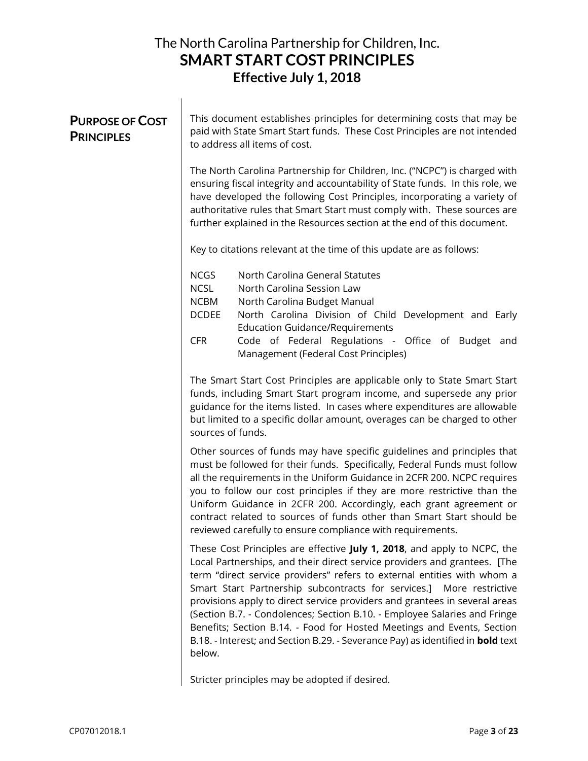# The North Carolina Partnership for Children, Inc.
# SMART START COST PRINCIPLES
## Effective July 1, 2018

## PURPOSE OF COST PRINCIPLES

This document establishes principles for determining costs that may be paid with State Smart Start funds. These Cost Principles are not intended to address all items of cost.

The North Carolina Partnership for Children, Inc. ("NCPC") is charged with ensuring fiscal integrity and accountability of State funds. In this role, we have developed the following Cost Principles, incorporating a variety of authoritative rules that Smart Start must comply with. These sources are further explained in the Resources section at the end of this document.

Key to citations relevant at the time of this update are as follows:

| | |
|---|---|
| NCGS | North Carolina General Statutes |
| NCSL | North Carolina Session Law |
| NCBM | North Carolina Budget Manual |
| DCDEE | North Carolina Division of Child Development and Early Education Guidance/Requirements |
| CFR | Code of Federal Regulations - Office of Budget and Management (Federal Cost Principles) |

The Smart Start Cost Principles are applicable only to State Smart Start funds, including Smart Start program income, and supersede any prior guidance for the items listed. In cases where expenditures are allowable but limited to a specific dollar amount, overages can be charged to other sources of funds.

Other sources of funds may have specific guidelines and principles that must be followed for their funds. Specifically, Federal Funds must follow all the requirements in the Uniform Guidance in 2CFR 200. NCPC requires you to follow our cost principles if they are more restrictive than the Uniform Guidance in 2CFR 200. Accordingly, each grant agreement or contract related to sources of funds other than Smart Start should be reviewed carefully to ensure compliance with requirements.

These Cost Principles are effective **July 1, 2018**, and apply to NCPC, the Local Partnerships, and their direct service providers and grantees. [The term "direct service providers" refers to external entities with whom a Smart Start Partnership subcontracts for services.] More restrictive provisions apply to direct service providers and grantees in several areas (Section B.7. - Condolences; Section B.10. - Employee Salaries and Fringe Benefits; Section B.14. - Food for Hosted Meetings and Events, Section B.18. - Interest; and Section B.29. - Severance Pay) as identified in **bold** text below.

Stricter principles may be adopted if desired.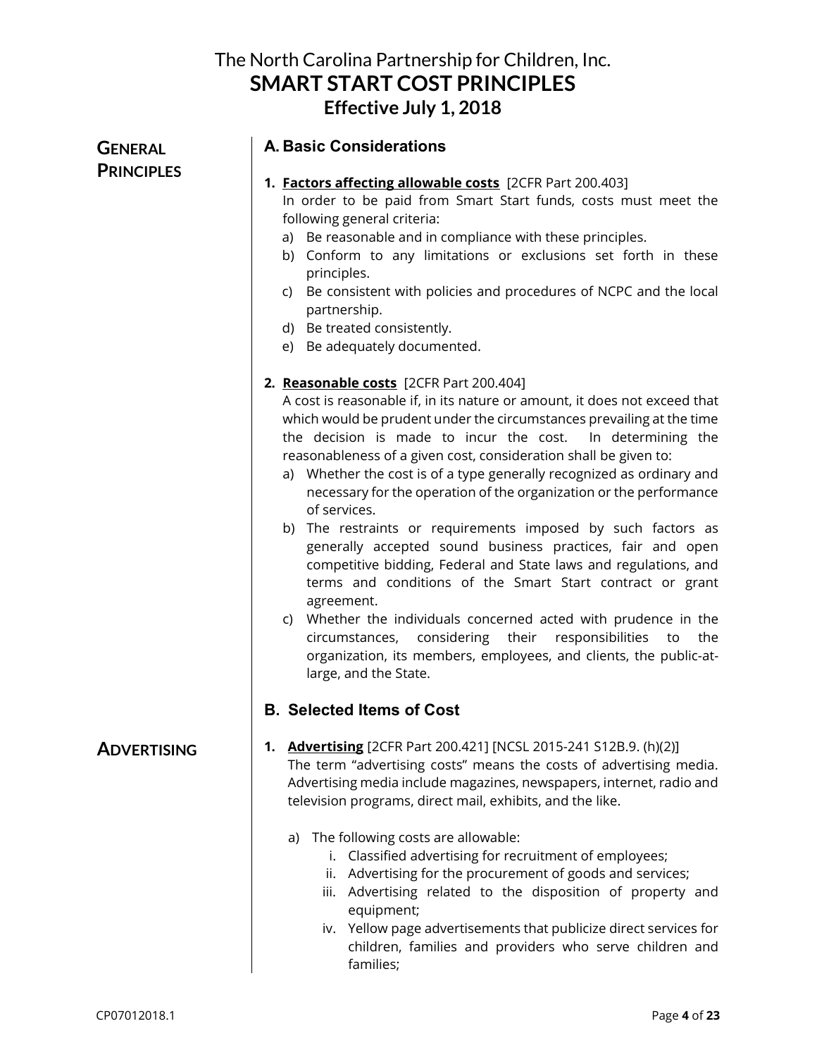# The North Carolina Partnership for Children, Inc.
# SMART START COST PRINCIPLES
## Effective July 1, 2018

**GENERAL PRINCIPLES**

## A. Basic Considerations

1. **Factors affecting allowable costs** [2CFR Part 200.403]
   In order to be paid from Smart Start funds, costs must meet the following general criteria:
   a) Be reasonable and in compliance with these principles.
   b) Conform to any limitations or exclusions set forth in these principles.
   c) Be consistent with policies and procedures of NCPC and the local partnership.
   d) Be treated consistently.
   e) Be adequately documented.

2. **Reasonable costs** [2CFR Part 200.404]
   A cost is reasonable if, in its nature or amount, it does not exceed that which would be prudent under the circumstances prevailing at the time the decision is made to incur the cost. In determining the reasonableness of a given cost, consideration shall be given to:
   a) Whether the cost is of a type generally recognized as ordinary and necessary for the operation of the organization or the performance of services.
   b) The restraints or requirements imposed by such factors as generally accepted sound business practices, fair and open competitive bidding, Federal and State laws and regulations, and terms and conditions of the Smart Start contract or grant agreement.
   c) Whether the individuals concerned acted with prudence in the circumstances, considering their responsibilities to the organization, its members, employees, and clients, the public-at-large, and the State.

## B. Selected Items of Cost

**ADVERTISING**

1. **Advertising** [2CFR Part 200.421] [NCSL 2015-241 S12B.9. (h)(2)]
   The term "advertising costs" means the costs of advertising media. Advertising media include magazines, newspapers, internet, radio and television programs, direct mail, exhibits, and the like.

   a) The following costs are allowable:
      i. Classified advertising for recruitment of employees;
      ii. Advertising for the procurement of goods and services;
      iii. Advertising related to the disposition of property and equipment;
      iv. Yellow page advertisements that publicize direct services for children, families and providers who serve children and families;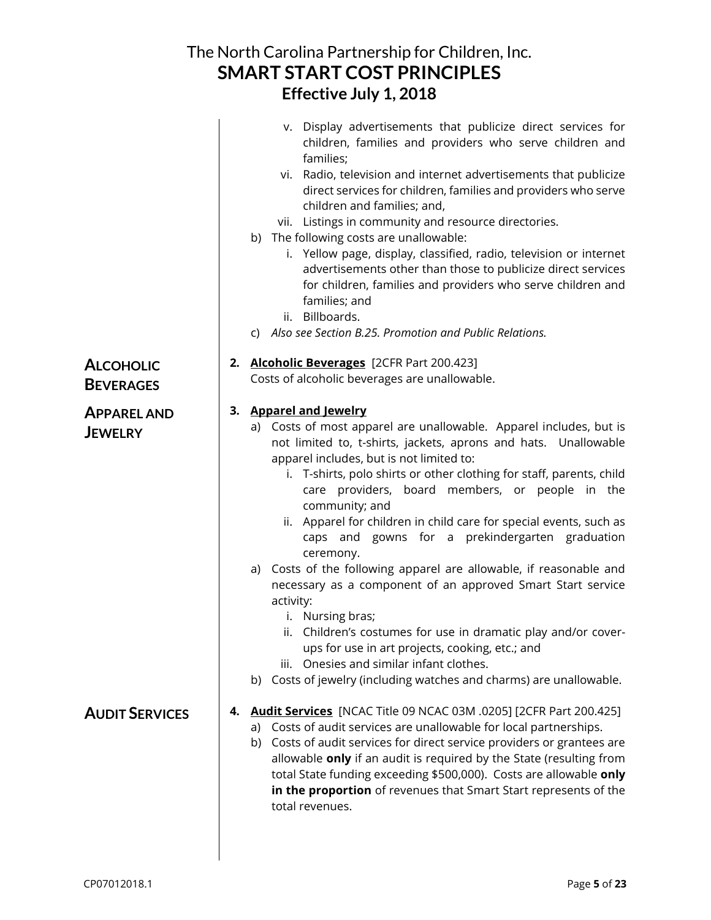v. Display advertisements that publicize direct services for children, families and providers who serve children and families;

vi. Radio, television and internet advertisements that publicize direct services for children, families and providers who serve children and families; and,

vii. Listings in community and resource directories.

b) The following costs are unallowable:

i. Yellow page, display, classified, radio, television or internet advertisements other than those to publicize direct services for children, families and providers who serve children and families; and

ii. Billboards.

c) *Also see Section B.25. Promotion and Public Relations.*

## ALCOHOLIC BEVERAGES

**2. <u>Alcoholic Beverages</u>** [2CFR Part 200.423]
Costs of alcoholic beverages are unallowable.

## APPAREL AND JEWELRY

**3. <u>Apparel and Jewelry</u>**

a) Costs of most apparel are unallowable. Apparel includes, but is not limited to, t-shirts, jackets, aprons and hats. Unallowable apparel includes, but is not limited to:

i. T-shirts, polo shirts or other clothing for staff, parents, child care providers, board members, or people in the community; and

ii. Apparel for children in child care for special events, such as caps and gowns for a prekindergarten graduation ceremony.

a) Costs of the following apparel are allowable, if reasonable and necessary as a component of an approved Smart Start service activity:

i. Nursing bras;

ii. Children's costumes for use in dramatic play and/or cover-ups for use in art projects, cooking, etc.; and

iii. Onesies and similar infant clothes.

b) Costs of jewelry (including watches and charms) are unallowable.

## AUDIT SERVICES

**4. <u>Audit Services</u>** [NCAC Title 09 NCAC 03M .0205] [2CFR Part 200.425]

a) Costs of audit services are unallowable for local partnerships.

b) Costs of audit services for direct service providers or grantees are allowable **only** if an audit is required by the State (resulting from total State funding exceeding $500,000). Costs are allowable **only in the proportion** of revenues that Smart Start represents of the total revenues.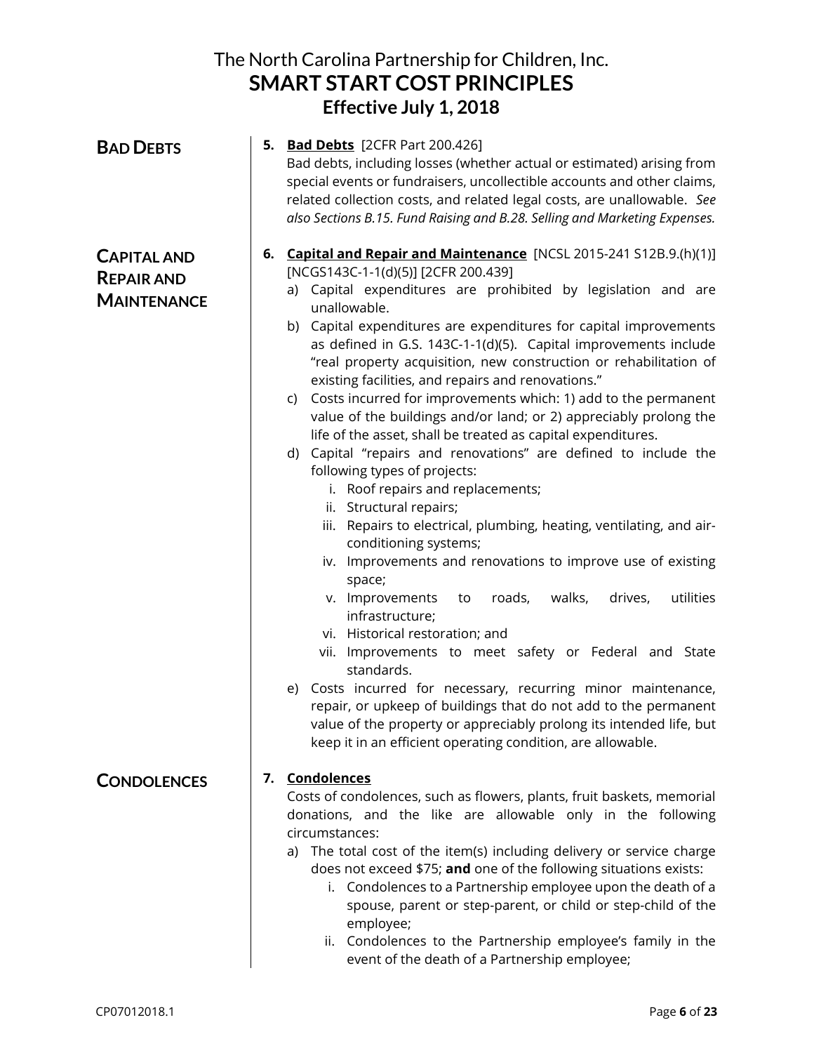**BAD DEBTS**

5. **Bad Debts** [2CFR Part 200.426]
   Bad debts, including losses (whether actual or estimated) arising from special events or fundraisers, uncollectible accounts and other claims, related collection costs, and related legal costs, are unallowable. *See also Sections B.15. Fund Raising and B.28. Selling and Marketing Expenses.*

**CAPITAL AND REPAIR AND MAINTENANCE**

6. **Capital and Repair and Maintenance** [NCSL 2015-241 S12B.9.(h)(1)] [NCGS143C-1-1(d)(5)] [2CFR 200.439]
   a) Capital expenditures are prohibited by legislation and are unallowable.
   b) Capital expenditures are expenditures for capital improvements as defined in G.S. 143C-1-1(d)(5). Capital improvements include "real property acquisition, new construction or rehabilitation of existing facilities, and repairs and renovations."
   c) Costs incurred for improvements which: 1) add to the permanent value of the buildings and/or land; or 2) appreciably prolong the life of the asset, shall be treated as capital expenditures.
   d) Capital "repairs and renovations" are defined to include the following types of projects:
      i. Roof repairs and replacements;
      ii. Structural repairs;
      iii. Repairs to electrical, plumbing, heating, ventilating, and air-conditioning systems;
      iv. Improvements and renovations to improve use of existing space;
      v. Improvements to roads, walks, drives, utilities infrastructure;
      vi. Historical restoration; and
      vii. Improvements to meet safety or Federal and State standards.
   e) Costs incurred for necessary, recurring minor maintenance, repair, or upkeep of buildings that do not add to the permanent value of the property or appreciably prolong its intended life, but keep it in an efficient operating condition, are allowable.

**CONDOLENCES**

7. **Condolences**
   Costs of condolences, such as flowers, plants, fruit baskets, memorial donations, and the like are allowable only in the following circumstances:
   a) The total cost of the item(s) including delivery or service charge does not exceed $75; **and** one of the following situations exists:
      i. Condolences to a Partnership employee upon the death of a spouse, parent or step-parent, or child or step-child of the employee;
      ii. Condolences to the Partnership employee's family in the event of the death of a Partnership employee;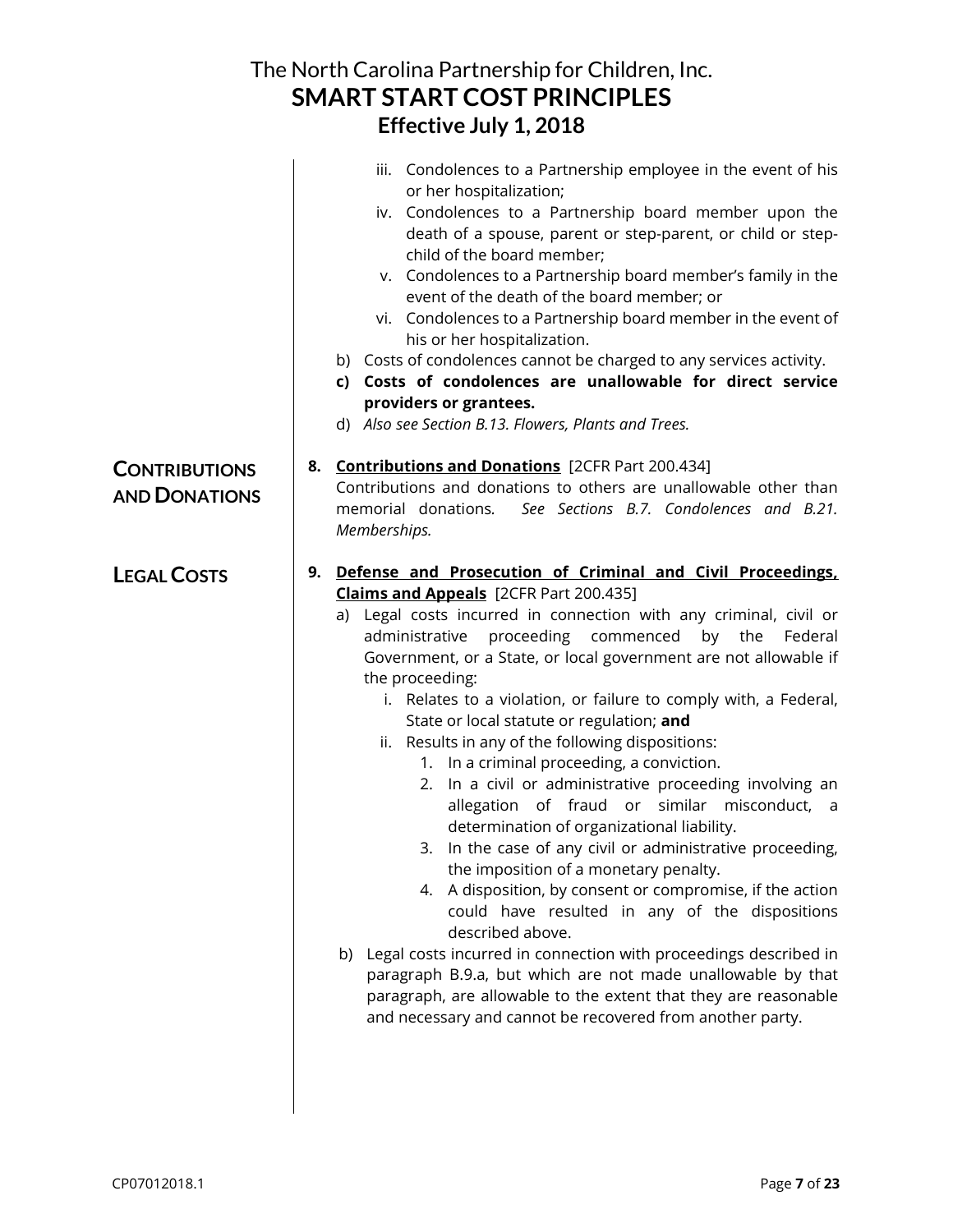iii. Condolences to a Partnership employee in the event of his or her hospitalization;
iv. Condolences to a Partnership board member upon the death of a spouse, parent or step-parent, or child or step-child of the board member;
v. Condolences to a Partnership board member's family in the event of the death of the board member; or
vi. Condolences to a Partnership board member in the event of his or her hospitalization.

b) Costs of condolences cannot be charged to any services activity.

c) **Costs of condolences are unallowable for direct service providers or grantees.**

d) *Also see Section B.13. Flowers, Plants and Trees.*

## CONTRIBUTIONS AND DONATIONS

**8. <u>Contributions and Donations</u>** [2CFR Part 200.434]

Contributions and donations to others are unallowable other than memorial donations. *See Sections B.7. Condolences and B.21. Memberships.*

## LEGAL COSTS

**9. <u>Defense and Prosecution of Criminal and Civil Proceedings, Claims and Appeals</u>** [2CFR Part 200.435]

a) Legal costs incurred in connection with any criminal, civil or administrative proceeding commenced by the Federal Government, or a State, or local government are not allowable if the proceeding:

   i. Relates to a violation, or failure to comply with, a Federal, State or local statute or regulation; **and**

   ii. Results in any of the following dispositions:

      1. In a criminal proceeding, a conviction.
      2. In a civil or administrative proceeding involving an allegation of fraud or similar misconduct, a determination of organizational liability.
      3. In the case of any civil or administrative proceeding, the imposition of a monetary penalty.
      4. A disposition, by consent or compromise, if the action could have resulted in any of the dispositions described above.

b) Legal costs incurred in connection with proceedings described in paragraph B.9.a, but which are not made unallowable by that paragraph, are allowable to the extent that they are reasonable and necessary and cannot be recovered from another party.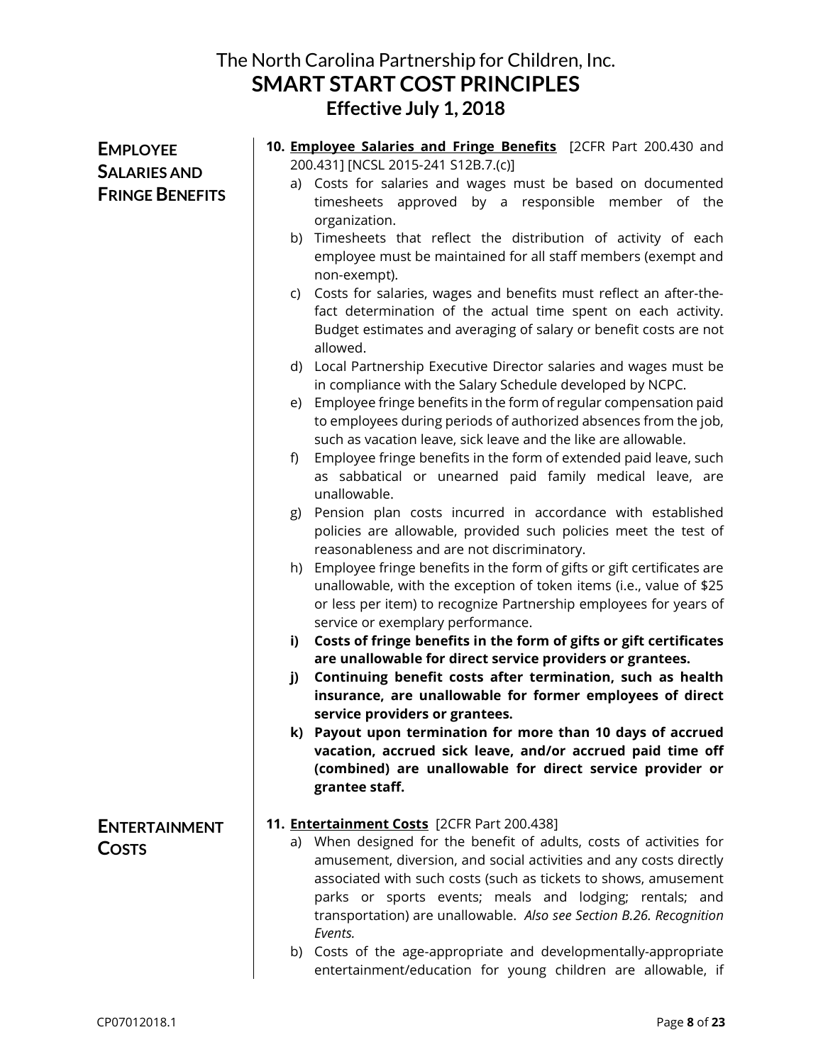## EMPLOYEE SALARIES AND FRINGE BENEFITS

**10. Employee Salaries and Fringe Benefits** [2CFR Part 200.430 and 200.431] [NCSL 2015-241 S12B.7.(c)]

a) Costs for salaries and wages must be based on documented timesheets approved by a responsible member of the organization.

b) Timesheets that reflect the distribution of activity of each employee must be maintained for all staff members (exempt and non-exempt).

c) Costs for salaries, wages and benefits must reflect an after-the-fact determination of the actual time spent on each activity. Budget estimates and averaging of salary or benefit costs are not allowed.

d) Local Partnership Executive Director salaries and wages must be in compliance with the Salary Schedule developed by NCPC.

e) Employee fringe benefits in the form of regular compensation paid to employees during periods of authorized absences from the job, such as vacation leave, sick leave and the like are allowable.

f) Employee fringe benefits in the form of extended paid leave, such as sabbatical or unearned paid family medical leave, are unallowable.

g) Pension plan costs incurred in accordance with established policies are allowable, provided such policies meet the test of reasonableness and are not discriminatory.

h) Employee fringe benefits in the form of gifts or gift certificates are unallowable, with the exception of token items (i.e., value of $25 or less per item) to recognize Partnership employees for years of service or exemplary performance.

**i) Costs of fringe benefits in the form of gifts or gift certificates are unallowable for direct service providers or grantees.**

**j) Continuing benefit costs after termination, such as health insurance, are unallowable for former employees of direct service providers or grantees.**

**k) Payout upon termination for more than 10 days of accrued vacation, accrued sick leave, and/or accrued paid time off (combined) are unallowable for direct service provider or grantee staff.**

## ENTERTAINMENT COSTS

**11. Entertainment Costs** [2CFR Part 200.438]

a) When designed for the benefit of adults, costs of activities for amusement, diversion, and social activities and any costs directly associated with such costs (such as tickets to shows, amusement parks or sports events; meals and lodging; rentals; and transportation) are unallowable. *Also see Section B.26. Recognition Events.*

b) Costs of the age-appropriate and developmentally-appropriate entertainment/education for young children are allowable, if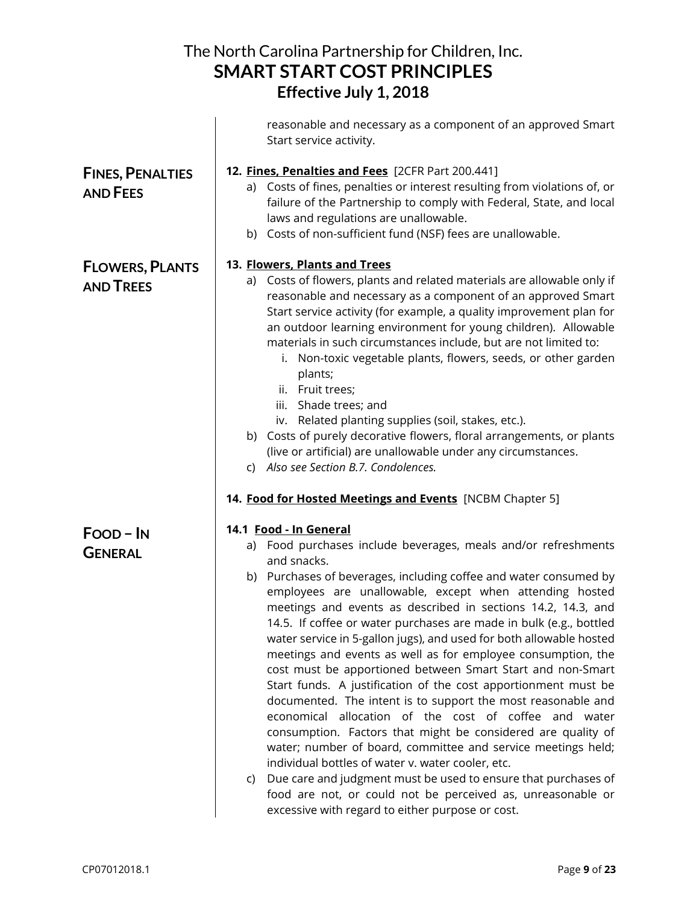reasonable and necessary as a component of an approved Smart Start service activity.

**FINES, PENALTIES AND FEES**

**12. Fines, Penalties and Fees** [2CFR Part 200.441]

a) Costs of fines, penalties or interest resulting from violations of, or failure of the Partnership to comply with Federal, State, and local laws and regulations are unallowable.
b) Costs of non-sufficient fund (NSF) fees are unallowable.

**FLOWERS, PLANTS AND TREES**

**13. Flowers, Plants and Trees**

a) Costs of flowers, plants and related materials are allowable only if reasonable and necessary as a component of an approved Smart Start service activity (for example, a quality improvement plan for an outdoor learning environment for young children). Allowable materials in such circumstances include, but are not limited to:
   i. Non-toxic vegetable plants, flowers, seeds, or other garden plants;
   ii. Fruit trees;
   iii. Shade trees; and
   iv. Related planting supplies (soil, stakes, etc.).
b) Costs of purely decorative flowers, floral arrangements, or plants (live or artificial) are unallowable under any circumstances.
c) *Also see Section B.7. Condolences.*

**14. Food for Hosted Meetings and Events** [NCBM Chapter 5]

**FOOD – IN GENERAL**

**14.1 Food - In General**

a) Food purchases include beverages, meals and/or refreshments and snacks.
b) Purchases of beverages, including coffee and water consumed by employees are unallowable, except when attending hosted meetings and events as described in sections 14.2, 14.3, and 14.5. If coffee or water purchases are made in bulk (e.g., bottled water service in 5-gallon jugs), and used for both allowable hosted meetings and events as well as for employee consumption, the cost must be apportioned between Smart Start and non-Smart Start funds. A justification of the cost apportionment must be documented. The intent is to support the most reasonable and economical allocation of the cost of coffee and water consumption. Factors that might be considered are quality of water; number of board, committee and service meetings held; individual bottles of water v. water cooler, etc.
c) Due care and judgment must be used to ensure that purchases of food are not, or could not be perceived as, unreasonable or excessive with regard to either purpose or cost.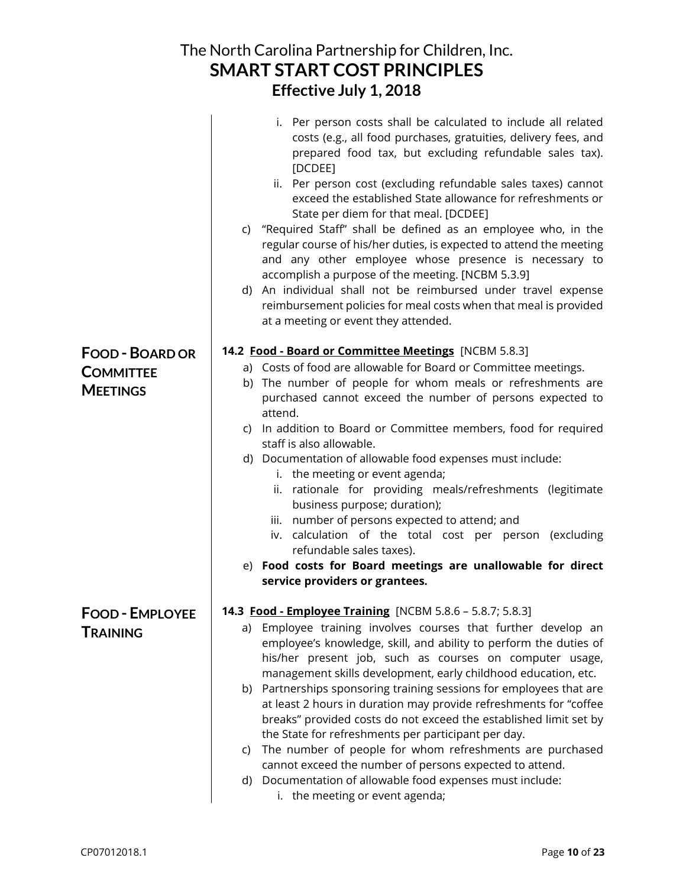i. Per person costs shall be calculated to include all related costs (e.g., all food purchases, gratuities, delivery fees, and prepared food tax, but excluding refundable sales tax). [DCDEE]

ii. Per person cost (excluding refundable sales taxes) cannot exceed the established State allowance for refreshments or State per diem for that meal. [DCDEE]

c) "Required Staff" shall be defined as an employee who, in the regular course of his/her duties, is expected to attend the meeting and any other employee whose presence is necessary to accomplish a purpose of the meeting. [NCBM 5.3.9]

d) An individual shall not be reimbursed under travel expense reimbursement policies for meal costs when that meal is provided at a meeting or event they attended.

## FOOD - BOARD OR COMMITTEE MEETINGS

**14.2 Food - Board or Committee Meetings** [NCBM 5.8.3]

a) Costs of food are allowable for Board or Committee meetings.

b) The number of people for whom meals or refreshments are purchased cannot exceed the number of persons expected to attend.

c) In addition to Board or Committee members, food for required staff is also allowable.

d) Documentation of allowable food expenses must include:

   i. the meeting or event agenda;

   ii. rationale for providing meals/refreshments (legitimate business purpose; duration);

   iii. number of persons expected to attend; and

   iv. calculation of the total cost per person (excluding refundable sales taxes).

e) **Food costs for Board meetings are unallowable for direct service providers or grantees.**

## FOOD - EMPLOYEE TRAINING

**14.3 Food - Employee Training** [NCBM 5.8.6 – 5.8.7; 5.8.3]

a) Employee training involves courses that further develop an employee's knowledge, skill, and ability to perform the duties of his/her present job, such as courses on computer usage, management skills development, early childhood education, etc.

b) Partnerships sponsoring training sessions for employees that are at least 2 hours in duration may provide refreshments for "coffee breaks" provided costs do not exceed the established limit set by the State for refreshments per participant per day.

c) The number of people for whom refreshments are purchased cannot exceed the number of persons expected to attend.

d) Documentation of allowable food expenses must include:

   i. the meeting or event agenda;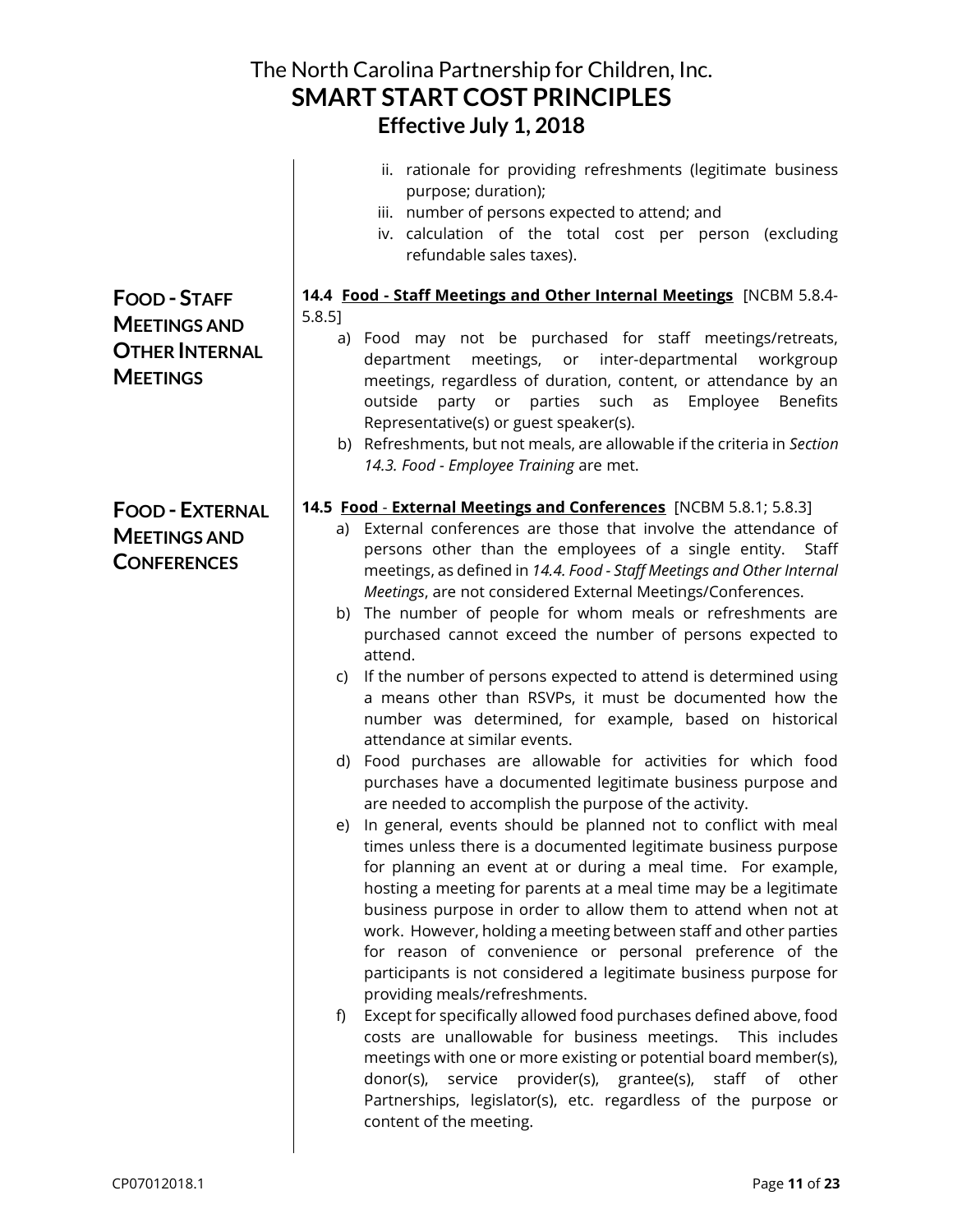ii. rationale for providing refreshments (legitimate business purpose; duration);
iii. number of persons expected to attend; and
iv. calculation of the total cost per person (excluding refundable sales taxes).

**FOOD - STAFF MEETINGS AND OTHER INTERNAL MEETINGS**

**14.4 Food - Staff Meetings and Other Internal Meetings** [NCBM 5.8.4-5.8.5]

a) Food may not be purchased for staff meetings/retreats, department meetings, or inter-departmental workgroup meetings, regardless of duration, content, or attendance by an outside party or parties such as Employee Benefits Representative(s) or guest speaker(s).
b) Refreshments, but not meals, are allowable if the criteria in *Section 14.3. Food - Employee Training* are met.

**FOOD - EXTERNAL MEETINGS AND CONFERENCES**

**14.5 Food - External Meetings and Conferences** [NCBM 5.8.1; 5.8.3]

a) External conferences are those that involve the attendance of persons other than the employees of a single entity. Staff meetings, as defined in *14.4. Food - Staff Meetings and Other Internal Meetings*, are not considered External Meetings/Conferences.
b) The number of people for whom meals or refreshments are purchased cannot exceed the number of persons expected to attend.
c) If the number of persons expected to attend is determined using a means other than RSVPs, it must be documented how the number was determined, for example, based on historical attendance at similar events.
d) Food purchases are allowable for activities for which food purchases have a documented legitimate business purpose and are needed to accomplish the purpose of the activity.
e) In general, events should be planned not to conflict with meal times unless there is a documented legitimate business purpose for planning an event at or during a meal time. For example, hosting a meeting for parents at a meal time may be a legitimate business purpose in order to allow them to attend when not at work. However, holding a meeting between staff and other parties for reason of convenience or personal preference of the participants is not considered a legitimate business purpose for providing meals/refreshments.
f) Except for specifically allowed food purchases defined above, food costs are unallowable for business meetings. This includes meetings with one or more existing or potential board member(s), donor(s), service provider(s), grantee(s), staff of other Partnerships, legislator(s), etc. regardless of the purpose or content of the meeting.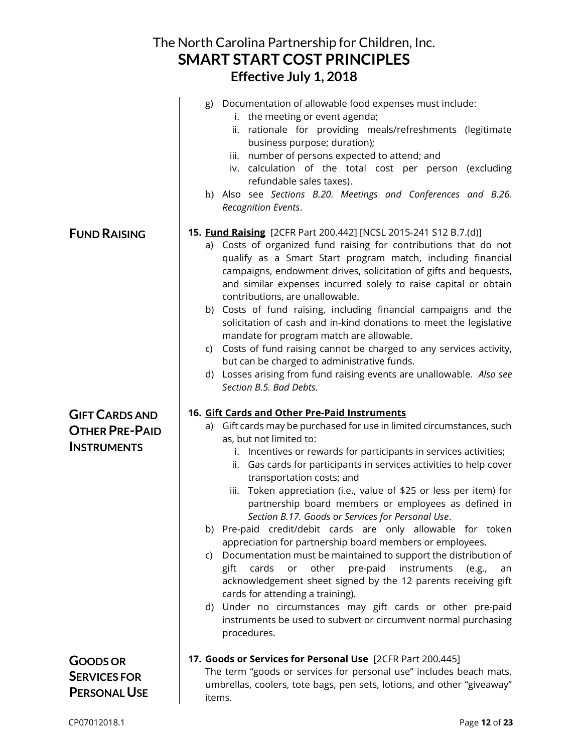g) Documentation of allowable food expenses must include:
   i. the meeting or event agenda;
   ii. rationale for providing meals/refreshments (legitimate business purpose; duration);
   iii. number of persons expected to attend; and
   iv. calculation of the total cost per person (excluding refundable sales taxes).

h) Also see *Sections B.20. Meetings and Conferences and B.26. Recognition Events*.

## FUND RAISING

**15. Fund Raising** [2CFR Part 200.442] [NCSL 2015-241 S12 B.7.(d)]

a) Costs of organized fund raising for contributions that do not qualify as a Smart Start program match, including financial campaigns, endowment drives, solicitation of gifts and bequests, and similar expenses incurred solely to raise capital or obtain contributions, are unallowable.

b) Costs of fund raising, including financial campaigns and the solicitation of cash and in-kind donations to meet the legislative mandate for program match are allowable.

c) Costs of fund raising cannot be charged to any services activity, but can be charged to administrative funds.

d) Losses arising from fund raising events are unallowable. *Also see Section B.5. Bad Debts.*

## GIFT CARDS AND OTHER PRE-PAID INSTRUMENTS

**16. Gift Cards and Other Pre-Paid Instruments**

a) Gift cards may be purchased for use in limited circumstances, such as, but not limited to:
   i. Incentives or rewards for participants in services activities;
   ii. Gas cards for participants in services activities to help cover transportation costs; and
   iii. Token appreciation (i.e., value of $25 or less per item) for partnership board members or employees as defined in *Section B.17. Goods or Services for Personal Use*.

b) Pre-paid credit/debit cards are only allowable for token appreciation for partnership board members or employees.

c) Documentation must be maintained to support the distribution of gift cards or other pre-paid instruments (e.g., an acknowledgement sheet signed by the 12 parents receiving gift cards for attending a training).

d) Under no circumstances may gift cards or other pre-paid instruments be used to subvert or circumvent normal purchasing procedures.

## GOODS OR SERVICES FOR PERSONAL USE

**17. Goods or Services for Personal Use** [2CFR Part 200.445]

The term "goods or services for personal use" includes beach mats, umbrellas, coolers, tote bags, pen sets, lotions, and other "giveaway" items.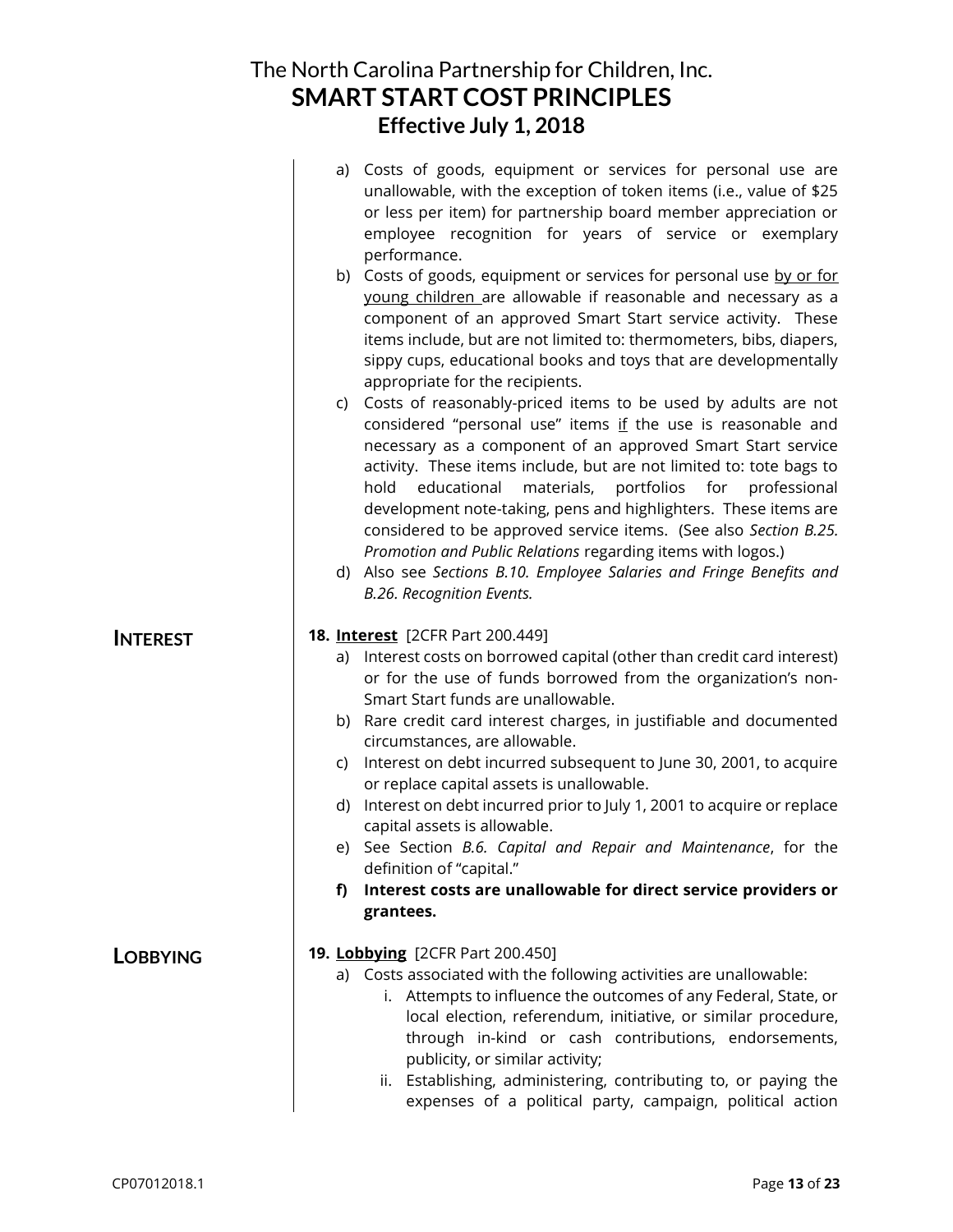a) Costs of goods, equipment or services for personal use are unallowable, with the exception of token items (i.e., value of $25 or less per item) for partnership board member appreciation or employee recognition for years of service or exemplary performance.
b) Costs of goods, equipment or services for personal use <u>by or for young children</u> are allowable if reasonable and necessary as a component of an approved Smart Start service activity. These items include, but are not limited to: thermometers, bibs, diapers, sippy cups, educational books and toys that are developmentally appropriate for the recipients.
c) Costs of reasonably-priced items to be used by adults are not considered "personal use" items <u>if</u> the use is reasonable and necessary as a component of an approved Smart Start service activity. These items include, but are not limited to: tote bags to hold educational materials, portfolios for professional development note-taking, pens and highlighters. These items are considered to be approved service items. (See also *Section B.25. Promotion and Public Relations* regarding items with logos.)
d) Also see *Sections B.10. Employee Salaries and Fringe Benefits and B.26. Recognition Events.*

## INTEREST

**18. <u>Interest</u>** [2CFR Part 200.449]

a) Interest costs on borrowed capital (other than credit card interest) or for the use of funds borrowed from the organization's non-Smart Start funds are unallowable.
b) Rare credit card interest charges, in justifiable and documented circumstances, are allowable.
c) Interest on debt incurred subsequent to June 30, 2001, to acquire or replace capital assets is unallowable.
d) Interest on debt incurred prior to July 1, 2001 to acquire or replace capital assets is allowable.
e) See Section *B.6. Capital and Repair and Maintenance*, for the definition of "capital."
f) **Interest costs are unallowable for direct service providers or grantees.**

## LOBBYING

**19. <u>Lobbying</u>** [2CFR Part 200.450]

a) Costs associated with the following activities are unallowable:
   i. Attempts to influence the outcomes of any Federal, State, or local election, referendum, initiative, or similar procedure, through in-kind or cash contributions, endorsements, publicity, or similar activity;
   ii. Establishing, administering, contributing to, or paying the expenses of a political party, campaign, political action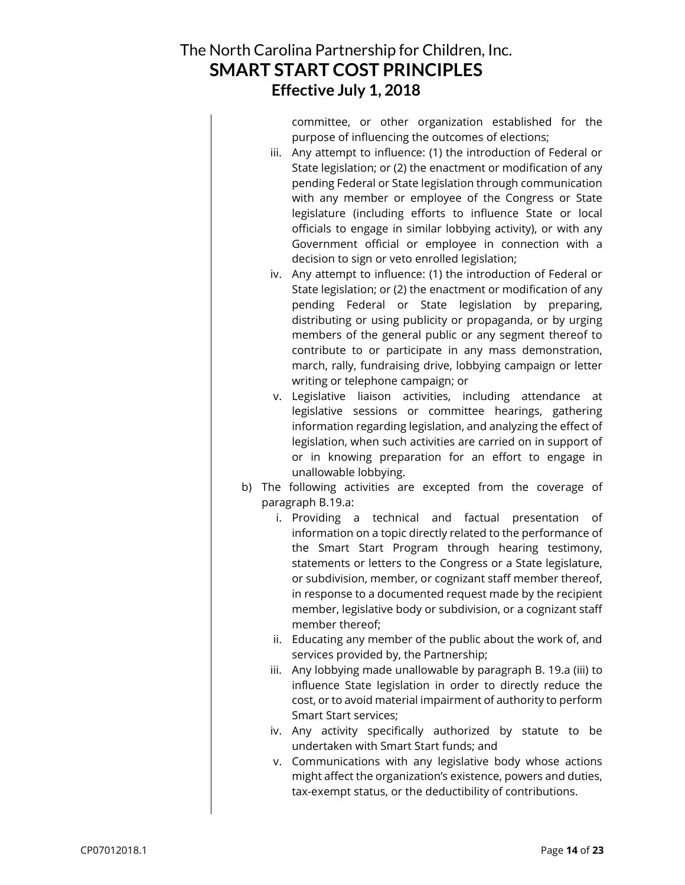committee, or other organization established for the purpose of influencing the outcomes of elections;

iii. Any attempt to influence: (1) the introduction of Federal or State legislation; or (2) the enactment or modification of any pending Federal or State legislation through communication with any member or employee of the Congress or State legislature (including efforts to influence State or local officials to engage in similar lobbying activity), or with any Government official or employee in connection with a decision to sign or veto enrolled legislation;

iv. Any attempt to influence: (1) the introduction of Federal or State legislation; or (2) the enactment or modification of any pending Federal or State legislation by preparing, distributing or using publicity or propaganda, or by urging members of the general public or any segment thereof to contribute to or participate in any mass demonstration, march, rally, fundraising drive, lobbying campaign or letter writing or telephone campaign; or

v. Legislative liaison activities, including attendance at legislative sessions or committee hearings, gathering information regarding legislation, and analyzing the effect of legislation, when such activities are carried on in support of or in knowing preparation for an effort to engage in unallowable lobbying.

b) The following activities are excepted from the coverage of paragraph B.19.a:

i. Providing a technical and factual presentation of information on a topic directly related to the performance of the Smart Start Program through hearing testimony, statements or letters to the Congress or a State legislature, or subdivision, member, or cognizant staff member thereof, in response to a documented request made by the recipient member, legislative body or subdivision, or a cognizant staff member thereof;

ii. Educating any member of the public about the work of, and services provided by, the Partnership;

iii. Any lobbying made unallowable by paragraph B. 19.a (iii) to influence State legislation in order to directly reduce the cost, or to avoid material impairment of authority to perform Smart Start services;

iv. Any activity specifically authorized by statute to be undertaken with Smart Start funds; and

v. Communications with any legislative body whose actions might affect the organization's existence, powers and duties, tax-exempt status, or the deductibility of contributions.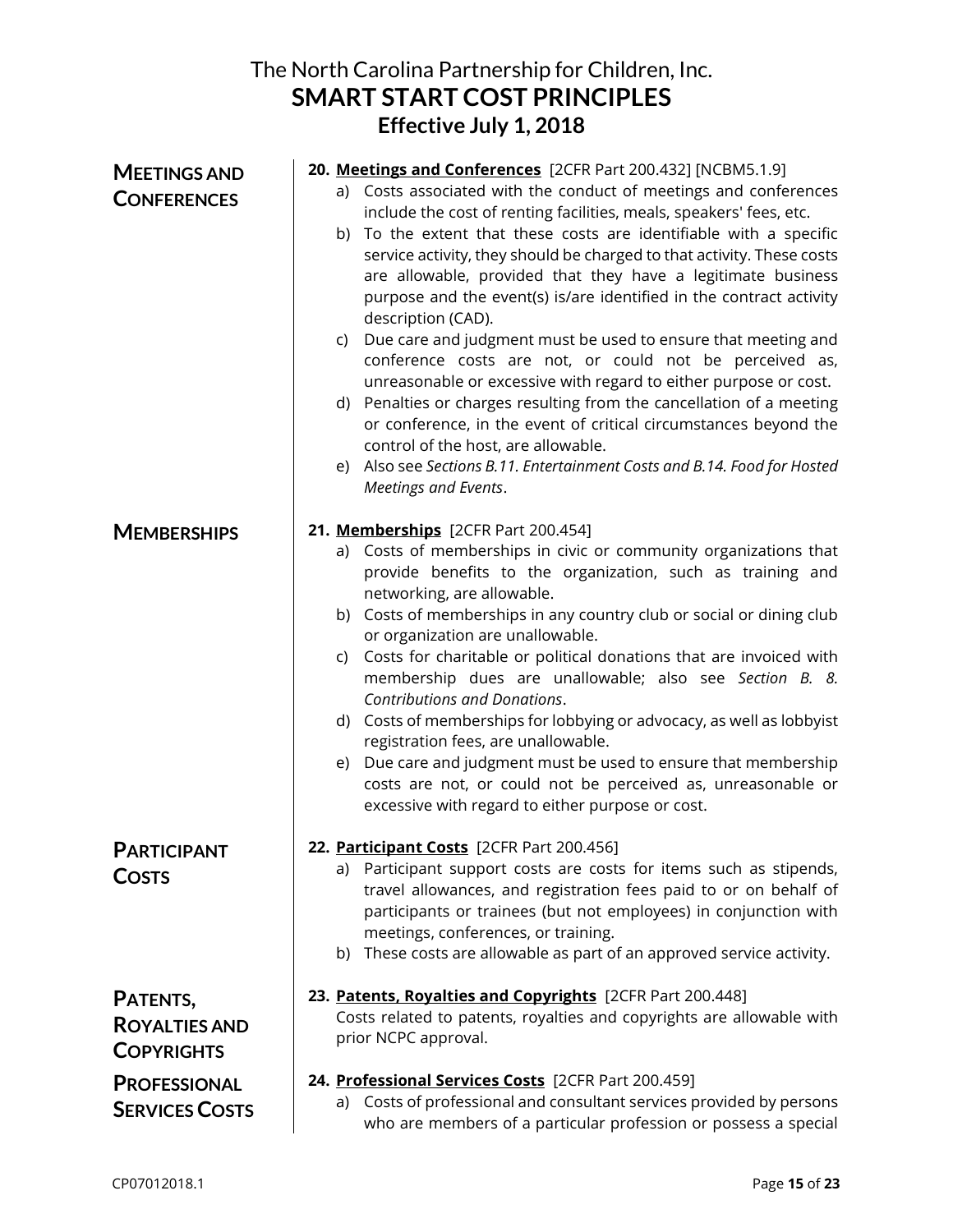**MEETINGS AND CONFERENCES**

**20. Meetings and Conferences** [2CFR Part 200.432] [NCBM5.1.9]

a) Costs associated with the conduct of meetings and conferences include the cost of renting facilities, meals, speakers' fees, etc.

b) To the extent that these costs are identifiable with a specific service activity, they should be charged to that activity. These costs are allowable, provided that they have a legitimate business purpose and the event(s) is/are identified in the contract activity description (CAD).

c) Due care and judgment must be used to ensure that meeting and conference costs are not, or could not be perceived as, unreasonable or excessive with regard to either purpose or cost.

d) Penalties or charges resulting from the cancellation of a meeting or conference, in the event of critical circumstances beyond the control of the host, are allowable.

e) Also see *Sections B.11. Entertainment Costs and B.14. Food for Hosted Meetings and Events*.

**MEMBERSHIPS**

**21. Memberships** [2CFR Part 200.454]

a) Costs of memberships in civic or community organizations that provide benefits to the organization, such as training and networking, are allowable.

b) Costs of memberships in any country club or social or dining club or organization are unallowable.

c) Costs for charitable or political donations that are invoiced with membership dues are unallowable; also see *Section B. 8. Contributions and Donations*.

d) Costs of memberships for lobbying or advocacy, as well as lobbyist registration fees, are unallowable.

e) Due care and judgment must be used to ensure that membership costs are not, or could not be perceived as, unreasonable or excessive with regard to either purpose or cost.

**PARTICIPANT COSTS**

**22. Participant Costs** [2CFR Part 200.456]

a) Participant support costs are costs for items such as stipends, travel allowances, and registration fees paid to or on behalf of participants or trainees (but not employees) in conjunction with meetings, conferences, or training.

b) These costs are allowable as part of an approved service activity.

**PATENTS, ROYALTIES AND COPYRIGHTS**

**23. Patents, Royalties and Copyrights** [2CFR Part 200.448]

Costs related to patents, royalties and copyrights are allowable with prior NCPC approval.

**PROFESSIONAL SERVICES COSTS**

**24. Professional Services Costs** [2CFR Part 200.459]

a) Costs of professional and consultant services provided by persons who are members of a particular profession or possess a special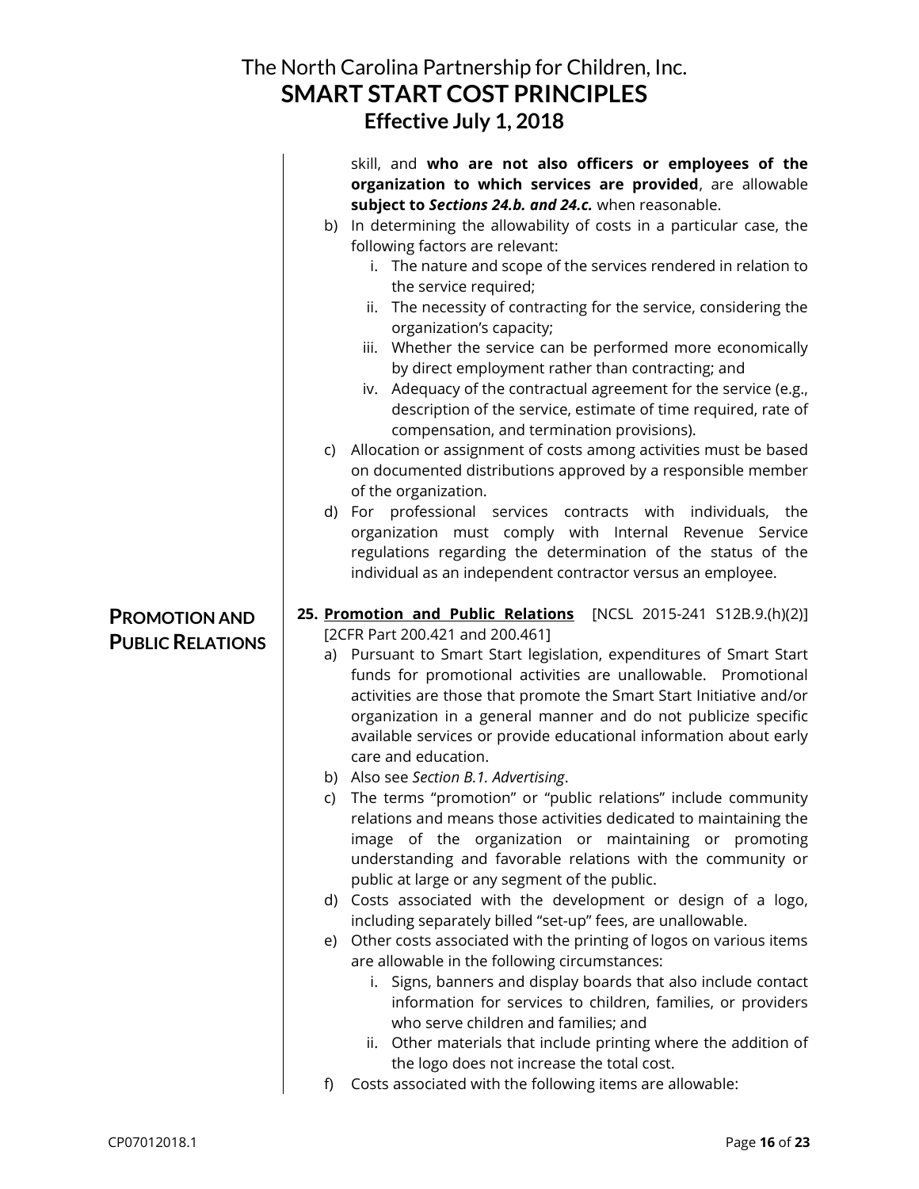skill, and **who are not also officers or employees of the organization to which services are provided**, are allowable **subject to *Sections 24.b. and 24.c.*** when reasonable.

b) In determining the allowability of costs in a particular case, the following factors are relevant:
   i. The nature and scope of the services rendered in relation to the service required;
   ii. The necessity of contracting for the service, considering the organization's capacity;
   iii. Whether the service can be performed more economically by direct employment rather than contracting; and
   iv. Adequacy of the contractual agreement for the service (e.g., description of the service, estimate of time required, rate of compensation, and termination provisions).

c) Allocation or assignment of costs among activities must be based on documented distributions approved by a responsible member of the organization.

d) For professional services contracts with individuals, the organization must comply with Internal Revenue Service regulations regarding the determination of the status of the individual as an independent contractor versus an employee.

## PROMOTION AND PUBLIC RELATIONS

**25. <u>Promotion and Public Relations</u>** [NCSL 2015-241 S12B.9.(h)(2)] [2CFR Part 200.421 and 200.461]

a) Pursuant to Smart Start legislation, expenditures of Smart Start funds for promotional activities are unallowable. Promotional activities are those that promote the Smart Start Initiative and/or organization in a general manner and do not publicize specific available services or provide educational information about early care and education.

b) Also see *Section B.1. Advertising*.

c) The terms "promotion" or "public relations" include community relations and means those activities dedicated to maintaining the image of the organization or maintaining or promoting understanding and favorable relations with the community or public at large or any segment of the public.

d) Costs associated with the development or design of a logo, including separately billed "set-up" fees, are unallowable.

e) Other costs associated with the printing of logos on various items are allowable in the following circumstances:
   i. Signs, banners and display boards that also include contact information for services to children, families, or providers who serve children and families; and
   ii. Other materials that include printing where the addition of the logo does not increase the total cost.

f) Costs associated with the following items are allowable: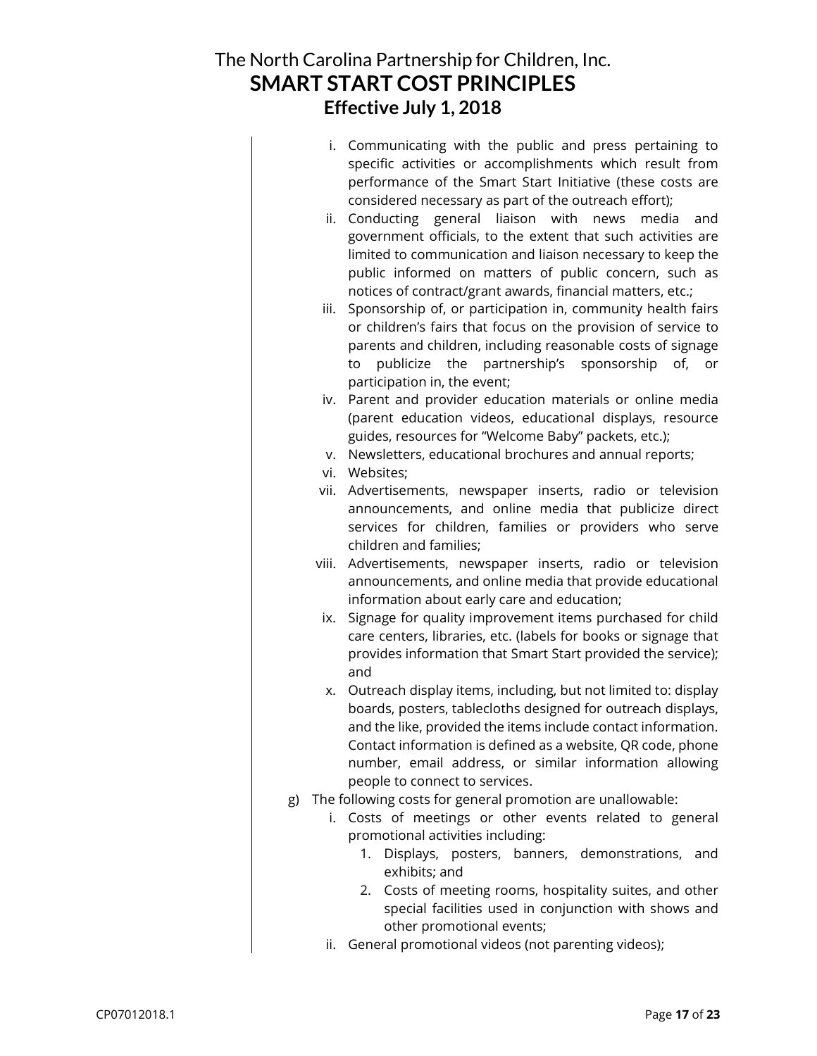i. Communicating with the public and press pertaining to specific activities or accomplishments which result from performance of the Smart Start Initiative (these costs are considered necessary as part of the outreach effort);
ii. Conducting general liaison with news media and government officials, to the extent that such activities are limited to communication and liaison necessary to keep the public informed on matters of public concern, such as notices of contract/grant awards, financial matters, etc.;
iii. Sponsorship of, or participation in, community health fairs or children's fairs that focus on the provision of service to parents and children, including reasonable costs of signage to publicize the partnership's sponsorship of, or participation in, the event;
iv. Parent and provider education materials or online media (parent education videos, educational displays, resource guides, resources for "Welcome Baby" packets, etc.);
v. Newsletters, educational brochures and annual reports;
vi. Websites;
vii. Advertisements, newspaper inserts, radio or television announcements, and online media that publicize direct services for children, families or providers who serve children and families;
viii. Advertisements, newspaper inserts, radio or television announcements, and online media that provide educational information about early care and education;
ix. Signage for quality improvement items purchased for child care centers, libraries, etc. (labels for books or signage that provides information that Smart Start provided the service); and
x. Outreach display items, including, but not limited to: display boards, posters, tablecloths designed for outreach displays, and the like, provided the items include contact information. Contact information is defined as a website, QR code, phone number, email address, or similar information allowing people to connect to services.

g) The following costs for general promotion are unallowable:
   i. Costs of meetings or other events related to general promotional activities including:
      1. Displays, posters, banners, demonstrations, and exhibits; and
      2. Costs of meeting rooms, hospitality suites, and other special facilities used in conjunction with shows and other promotional events;
   ii. General promotional videos (not parenting videos);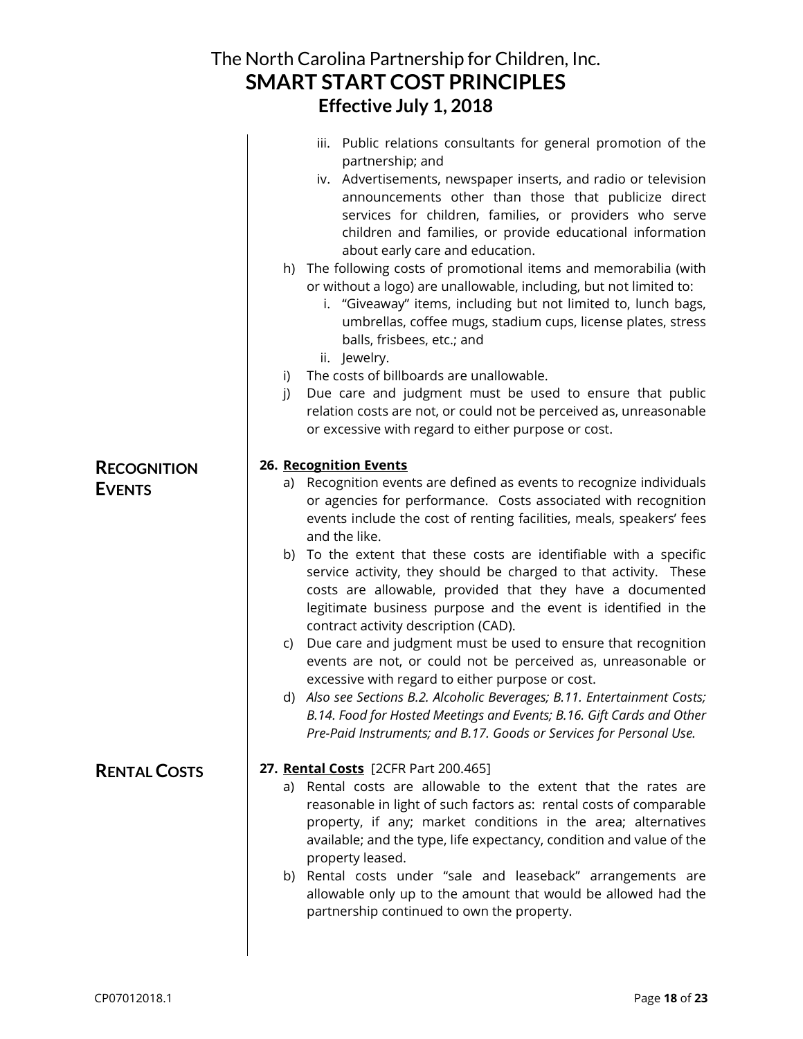iii. Public relations consultants for general promotion of the partnership; and
iv. Advertisements, newspaper inserts, and radio or television announcements other than those that publicize direct services for children, families, or providers who serve children and families, or provide educational information about early care and education.

h) The following costs of promotional items and memorabilia (with or without a logo) are unallowable, including, but not limited to:
   i. "Giveaway" items, including but not limited to, lunch bags, umbrellas, coffee mugs, stadium cups, license plates, stress balls, frisbees, etc.; and
   ii. Jewelry.

i) The costs of billboards are unallowable.

j) Due care and judgment must be used to ensure that public relation costs are not, or could not be perceived as, unreasonable or excessive with regard to either purpose or cost.

## RECOGNITION EVENTS

**26. Recognition Events**

a) Recognition events are defined as events to recognize individuals or agencies for performance. Costs associated with recognition events include the cost of renting facilities, meals, speakers' fees and the like.

b) To the extent that these costs are identifiable with a specific service activity, they should be charged to that activity. These costs are allowable, provided that they have a documented legitimate business purpose and the event is identified in the contract activity description (CAD).

c) Due care and judgment must be used to ensure that recognition events are not, or could not be perceived as, unreasonable or excessive with regard to either purpose or cost.

d) *Also see Sections B.2. Alcoholic Beverages; B.11. Entertainment Costs; B.14. Food for Hosted Meetings and Events; B.16. Gift Cards and Other Pre-Paid Instruments; and B.17. Goods or Services for Personal Use.*

## RENTAL COSTS

**27. Rental Costs** [2CFR Part 200.465]

a) Rental costs are allowable to the extent that the rates are reasonable in light of such factors as: rental costs of comparable property, if any; market conditions in the area; alternatives available; and the type, life expectancy, condition and value of the property leased.

b) Rental costs under "sale and leaseback" arrangements are allowable only up to the amount that would be allowed had the partnership continued to own the property.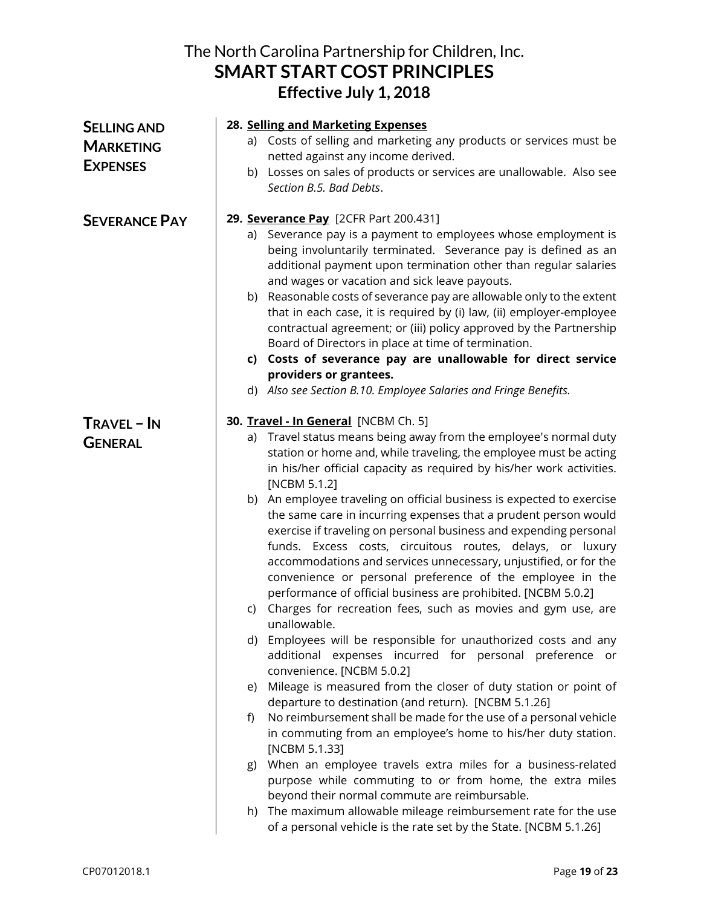**SELLING AND MARKETING EXPENSES**

**28. <u>Selling and Marketing Expenses</u>**

a) Costs of selling and marketing any products or services must be netted against any income derived.

b) Losses on sales of products or services are unallowable. Also see *Section B.5. Bad Debts*.

**SEVERANCE PAY**

**29. <u>Severance Pay</u>** [2CFR Part 200.431]

a) Severance pay is a payment to employees whose employment is being involuntarily terminated. Severance pay is defined as an additional payment upon termination other than regular salaries and wages or vacation and sick leave payouts.

b) Reasonable costs of severance pay are allowable only to the extent that in each case, it is required by (i) law, (ii) employer-employee contractual agreement; or (iii) policy approved by the Partnership Board of Directors in place at time of termination.

**c) Costs of severance pay are unallowable for direct service providers or grantees.**

d) *Also see Section B.10. Employee Salaries and Fringe Benefits.*

**TRAVEL – IN GENERAL**

**30. <u>Travel - In General</u>** [NCBM Ch. 5]

a) Travel status means being away from the employee's normal duty station or home and, while traveling, the employee must be acting in his/her official capacity as required by his/her work activities. [NCBM 5.1.2]

b) An employee traveling on official business is expected to exercise the same care in incurring expenses that a prudent person would exercise if traveling on personal business and expending personal funds. Excess costs, circuitous routes, delays, or luxury accommodations and services unnecessary, unjustified, or for the convenience or personal preference of the employee in the performance of official business are prohibited. [NCBM 5.0.2]

c) Charges for recreation fees, such as movies and gym use, are unallowable.

d) Employees will be responsible for unauthorized costs and any additional expenses incurred for personal preference or convenience. [NCBM 5.0.2]

e) Mileage is measured from the closer of duty station or point of departure to destination (and return). [NCBM 5.1.26]

f) No reimbursement shall be made for the use of a personal vehicle in commuting from an employee's home to his/her duty station. [NCBM 5.1.33]

g) When an employee travels extra miles for a business-related purpose while commuting to or from home, the extra miles beyond their normal commute are reimbursable.

h) The maximum allowable mileage reimbursement rate for the use of a personal vehicle is the rate set by the State. [NCBM 5.1.26]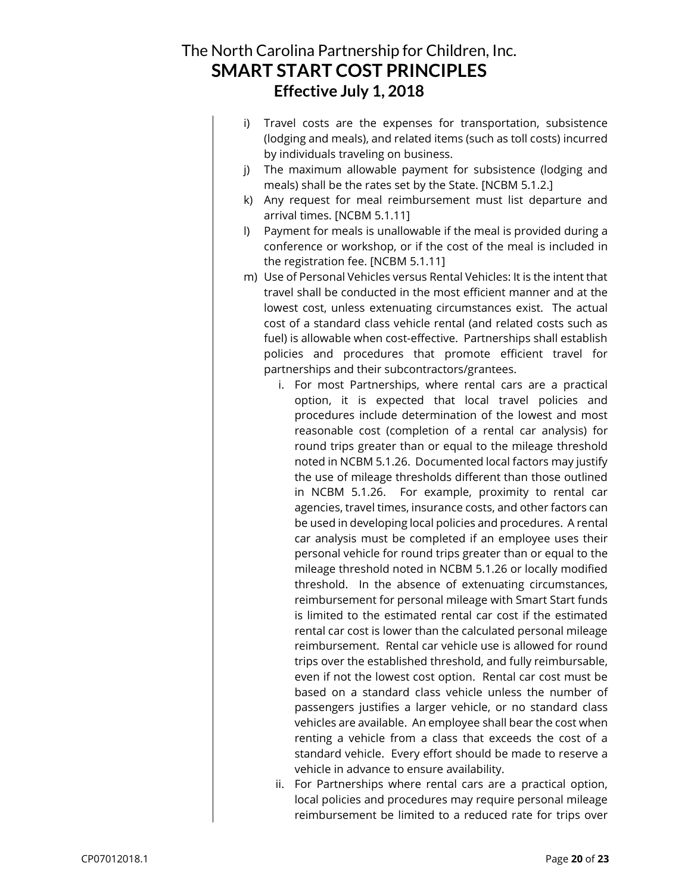i) Travel costs are the expenses for transportation, subsistence (lodging and meals), and related items (such as toll costs) incurred by individuals traveling on business.

j) The maximum allowable payment for subsistence (lodging and meals) shall be the rates set by the State. [NCBM 5.1.2.]

k) Any request for meal reimbursement must list departure and arrival times. [NCBM 5.1.11]

l) Payment for meals is unallowable if the meal is provided during a conference or workshop, or if the cost of the meal is included in the registration fee. [NCBM 5.1.11]

m) Use of Personal Vehicles versus Rental Vehicles: It is the intent that travel shall be conducted in the most efficient manner and at the lowest cost, unless extenuating circumstances exist. The actual cost of a standard class vehicle rental (and related costs such as fuel) is allowable when cost-effective. Partnerships shall establish policies and procedures that promote efficient travel for partnerships and their subcontractors/grantees.

   i. For most Partnerships, where rental cars are a practical option, it is expected that local travel policies and procedures include determination of the lowest and most reasonable cost (completion of a rental car analysis) for round trips greater than or equal to the mileage threshold noted in NCBM 5.1.26. Documented local factors may justify the use of mileage thresholds different than those outlined in NCBM 5.1.26. For example, proximity to rental car agencies, travel times, insurance costs, and other factors can be used in developing local policies and procedures. A rental car analysis must be completed if an employee uses their personal vehicle for round trips greater than or equal to the mileage threshold noted in NCBM 5.1.26 or locally modified threshold. In the absence of extenuating circumstances, reimbursement for personal mileage with Smart Start funds is limited to the estimated rental car cost if the estimated rental car cost is lower than the calculated personal mileage reimbursement. Rental car vehicle use is allowed for round trips over the established threshold, and fully reimbursable, even if not the lowest cost option. Rental car cost must be based on a standard class vehicle unless the number of passengers justifies a larger vehicle, or no standard class vehicles are available. An employee shall bear the cost when renting a vehicle from a class that exceeds the cost of a standard vehicle. Every effort should be made to reserve a vehicle in advance to ensure availability.

   ii. For Partnerships where rental cars are a practical option, local policies and procedures may require personal mileage reimbursement be limited to a reduced rate for trips over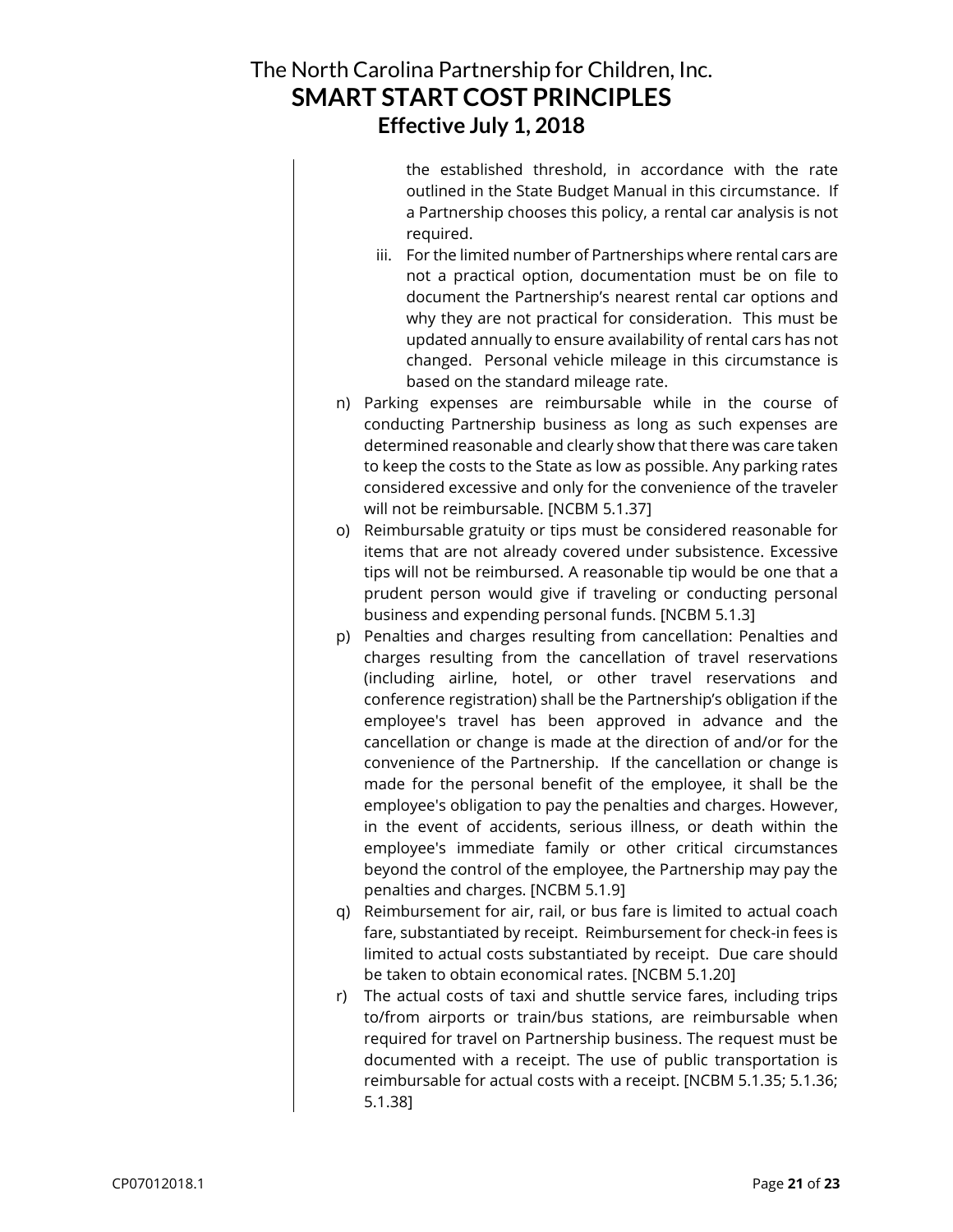the established threshold, in accordance with the rate outlined in the State Budget Manual in this circumstance. If a Partnership chooses this policy, a rental car analysis is not required.

   iii. For the limited number of Partnerships where rental cars are not a practical option, documentation must be on file to document the Partnership's nearest rental car options and why they are not practical for consideration. This must be updated annually to ensure availability of rental cars has not changed. Personal vehicle mileage in this circumstance is based on the standard mileage rate.

n) Parking expenses are reimbursable while in the course of conducting Partnership business as long as such expenses are determined reasonable and clearly show that there was care taken to keep the costs to the State as low as possible. Any parking rates considered excessive and only for the convenience of the traveler will not be reimbursable. [NCBM 5.1.37]

o) Reimbursable gratuity or tips must be considered reasonable for items that are not already covered under subsistence. Excessive tips will not be reimbursed. A reasonable tip would be one that a prudent person would give if traveling or conducting personal business and expending personal funds. [NCBM 5.1.3]

p) Penalties and charges resulting from cancellation: Penalties and charges resulting from the cancellation of travel reservations (including airline, hotel, or other travel reservations and conference registration) shall be the Partnership's obligation if the employee's travel has been approved in advance and the cancellation or change is made at the direction of and/or for the convenience of the Partnership. If the cancellation or change is made for the personal benefit of the employee, it shall be the employee's obligation to pay the penalties and charges. However, in the event of accidents, serious illness, or death within the employee's immediate family or other critical circumstances beyond the control of the employee, the Partnership may pay the penalties and charges. [NCBM 5.1.9]

q) Reimbursement for air, rail, or bus fare is limited to actual coach fare, substantiated by receipt. Reimbursement for check-in fees is limited to actual costs substantiated by receipt. Due care should be taken to obtain economical rates. [NCBM 5.1.20]

r) The actual costs of taxi and shuttle service fares, including trips to/from airports or train/bus stations, are reimbursable when required for travel on Partnership business. The request must be documented with a receipt. The use of public transportation is reimbursable for actual costs with a receipt. [NCBM 5.1.35; 5.1.36; 5.1.38]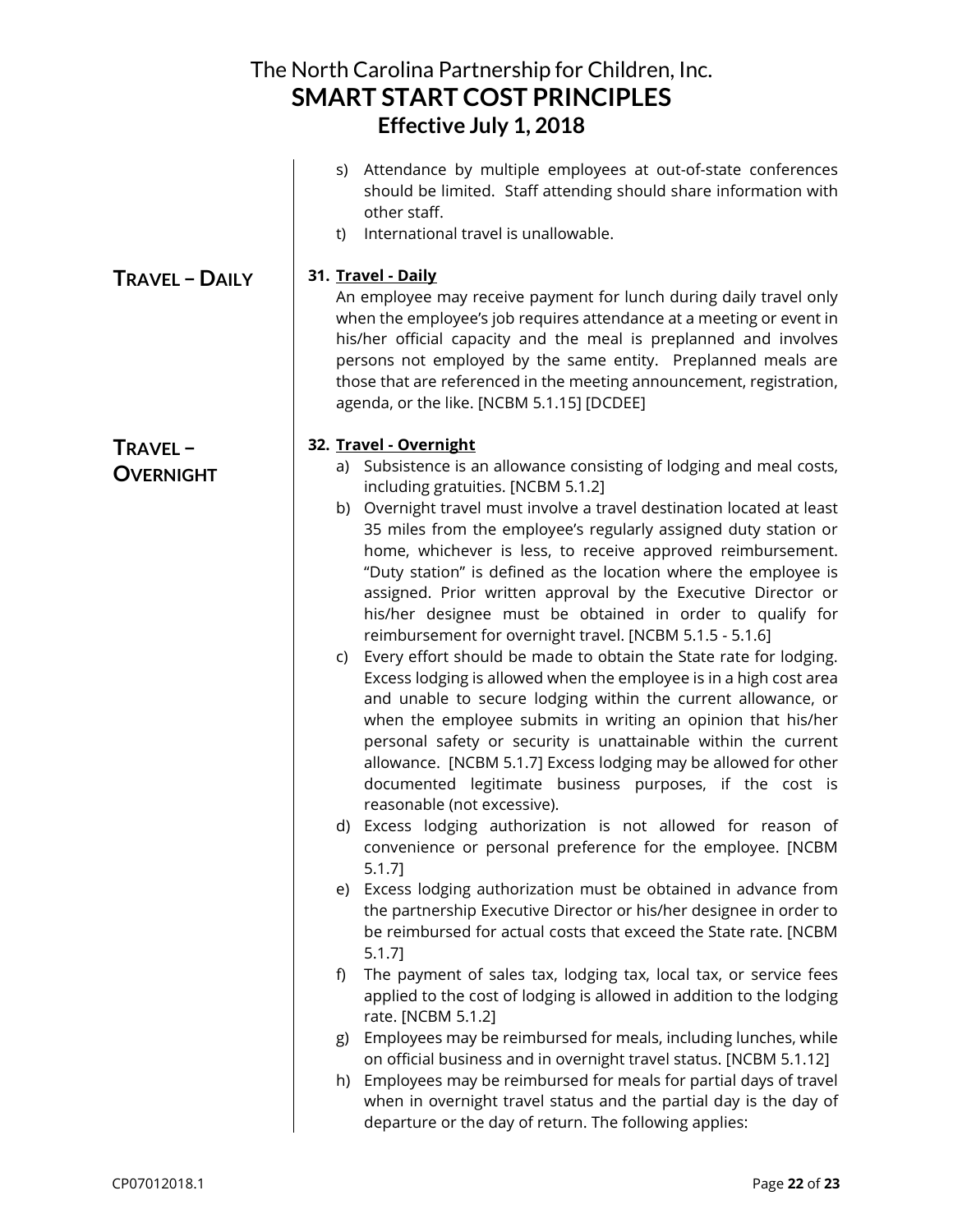s) Attendance by multiple employees at out-of-state conferences should be limited. Staff attending should share information with other staff.

t) International travel is unallowable.

## TRAVEL – DAILY

**31. Travel - Daily**

An employee may receive payment for lunch during daily travel only when the employee's job requires attendance at a meeting or event in his/her official capacity and the meal is preplanned and involves persons not employed by the same entity. Preplanned meals are those that are referenced in the meeting announcement, registration, agenda, or the like. [NCBM 5.1.15] [DCDEE]

## TRAVEL – OVERNIGHT

**32. Travel - Overnight**

a) Subsistence is an allowance consisting of lodging and meal costs, including gratuities. [NCBM 5.1.2]

b) Overnight travel must involve a travel destination located at least 35 miles from the employee's regularly assigned duty station or home, whichever is less, to receive approved reimbursement. "Duty station" is defined as the location where the employee is assigned. Prior written approval by the Executive Director or his/her designee must be obtained in order to qualify for reimbursement for overnight travel. [NCBM 5.1.5 - 5.1.6]

c) Every effort should be made to obtain the State rate for lodging. Excess lodging is allowed when the employee is in a high cost area and unable to secure lodging within the current allowance, or when the employee submits in writing an opinion that his/her personal safety or security is unattainable within the current allowance. [NCBM 5.1.7] Excess lodging may be allowed for other documented legitimate business purposes, if the cost is reasonable (not excessive).

d) Excess lodging authorization is not allowed for reason of convenience or personal preference for the employee. [NCBM 5.1.7]

e) Excess lodging authorization must be obtained in advance from the partnership Executive Director or his/her designee in order to be reimbursed for actual costs that exceed the State rate. [NCBM 5.1.7]

f) The payment of sales tax, lodging tax, local tax, or service fees applied to the cost of lodging is allowed in addition to the lodging rate. [NCBM 5.1.2]

g) Employees may be reimbursed for meals, including lunches, while on official business and in overnight travel status. [NCBM 5.1.12]

h) Employees may be reimbursed for meals for partial days of travel when in overnight travel status and the partial day is the day of departure or the day of return. The following applies: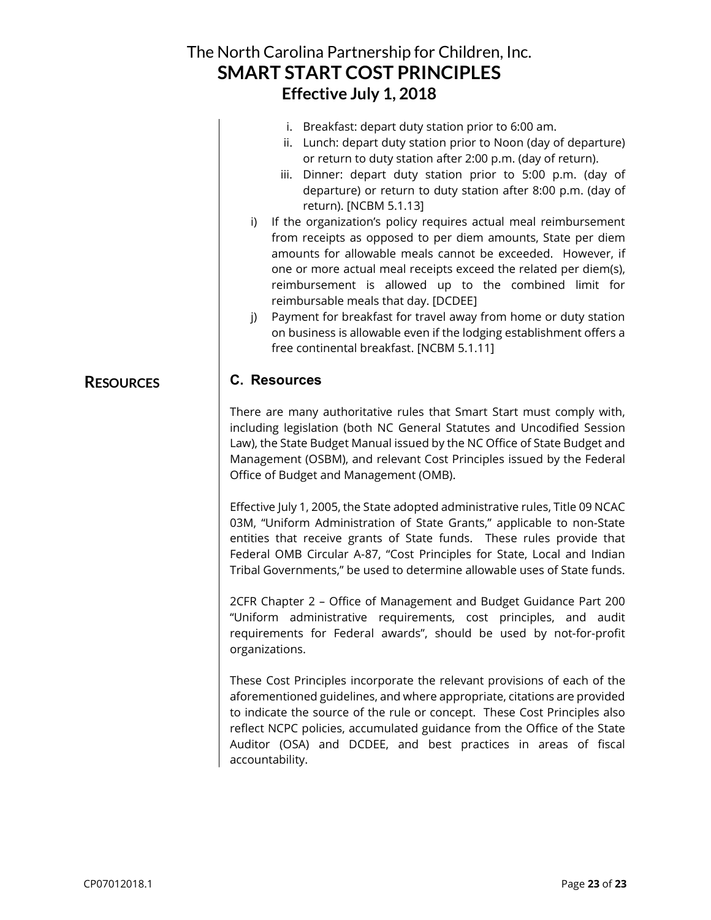i. Breakfast: depart duty station prior to 6:00 am.
ii. Lunch: depart duty station prior to Noon (day of departure) or return to duty station after 2:00 p.m. (day of return).
iii. Dinner: depart duty station prior to 5:00 p.m. (day of departure) or return to duty station after 8:00 p.m. (day of return). [NCBM 5.1.13]

i) If the organization's policy requires actual meal reimbursement from receipts as opposed to per diem amounts, State per diem amounts for allowable meals cannot be exceeded. However, if one or more actual meal receipts exceed the related per diem(s), reimbursement is allowed up to the combined limit for reimbursable meals that day. [DCDEE]

j) Payment for breakfast for travel away from home or duty station on business is allowable even if the lodging establishment offers a free continental breakfast. [NCBM 5.1.11]

**RESOURCES**

## C. Resources

There are many authoritative rules that Smart Start must comply with, including legislation (both NC General Statutes and Uncodified Session Law), the State Budget Manual issued by the NC Office of State Budget and Management (OSBM), and relevant Cost Principles issued by the Federal Office of Budget and Management (OMB).

Effective July 1, 2005, the State adopted administrative rules, Title 09 NCAC 03M, "Uniform Administration of State Grants," applicable to non-State entities that receive grants of State funds. These rules provide that Federal OMB Circular A-87, "Cost Principles for State, Local and Indian Tribal Governments," be used to determine allowable uses of State funds.

2CFR Chapter 2 – Office of Management and Budget Guidance Part 200 "Uniform administrative requirements, cost principles, and audit requirements for Federal awards", should be used by not-for-profit organizations.

These Cost Principles incorporate the relevant provisions of each of the aforementioned guidelines, and where appropriate, citations are provided to indicate the source of the rule or concept. These Cost Principles also reflect NCPC policies, accumulated guidance from the Office of the State Auditor (OSA) and DCDEE, and best practices in areas of fiscal accountability.